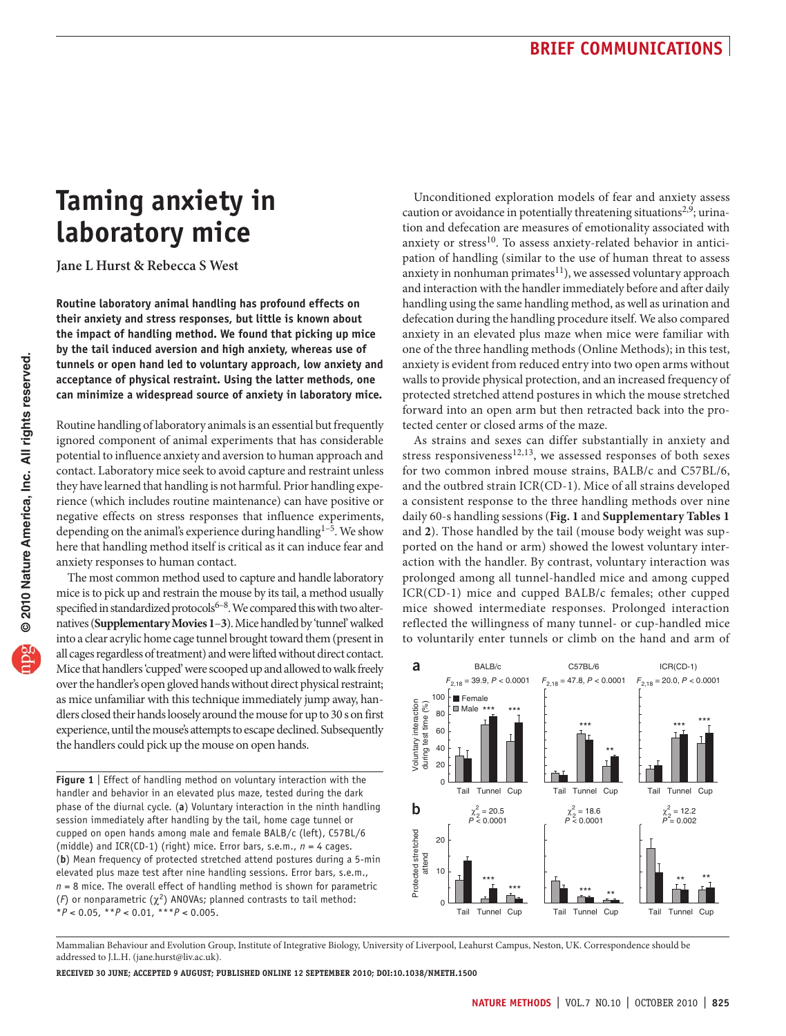# Taming anxiety in laboratory mice

**Jane L Hurst & Rebecca S West**

**Routine laboratory animal handling has profound effects on their anxiety and stress responses, but little is known about the impact of handling method. We found that picking up mice by the tail induced aversion and high anxiety, whereas use of tunnels or open hand led to voluntary approach, low anxiety and acceptance of physical restraint. Using the latter methods, one can minimize a widespread source of anxiety in laboratory mice.**

Routine handling of laboratory animals is an essential but frequently ignored component of animal experiments that has considerable potential to influence anxiety and aversion to human approach and contact. Laboratory mice seek to avoid capture and restraint unless they have learned that handling is not harmful. Prior handling experience (which includes routine maintenance) can have positive or negative effects on stress responses that influence experiments, depending on the animal's experience during handling[1–5]. We show here that handling method itself is critical as it can induce fear and anxiety responses to human contact.

The most common method used to capture and handle laboratory mice is to pick up and restrain the mouse by its tail, a method usually specified in standardized protocols[6–8]. We compared this with two alternatives (**Supplementary Movies 1–3**). Mice handled by 'tunnel' walked into a clear acrylic home cage tunnel brought toward them (present in all cages regardless of treatment) and were lifted without direct contact. Mice that handlers 'cupped' were scooped up and allowed to walk freely over the handler's open gloved hands without direct physical restraint; as mice unfamiliar with this technique immediately jump away, handlers closed their hands loosely around the mouse for up to 30 s on first experience, until the mouse's attempts to escape declined. Subsequently the handlers could pick up the mouse on open hands.

Unconditioned exploration models of fear and anxiety assess caution or avoidance in potentially threatening situations[2,9]; urination and defecation are measures of emotionality associated with anxiety or stress[10]. To assess anxiety-related behavior in anticipation of handling (similar to the use of human threat to assess anxiety in nonhuman primates[11]), we assessed voluntary approach and interaction with the handler immediately before and after daily handling using the same handling method, as well as urination and defecation during the handling procedure itself. We also compared anxiety in an elevated plus maze when mice were familiar with one of the three handling methods (Online Methods); in this test, anxiety is evident from reduced entry into two open arms without walls to provide physical protection, and an increased frequency of protected stretched attend postures in which the mouse stretched forward into an open arm but then retracted back into the protected center or closed arms of the maze.

As strains and sexes can differ substantially in anxiety and stress responsiveness[12,13], we assessed responses of both sexes for two common inbred mouse strains, BALB/c and C57BL/6, and the outbred strain ICR(CD-1). Mice of all strains developed a consistent response to the three handling methods over nine daily 60-s handling sessions (**Fig. 1** and **Supplementary Tables 1** and **2**). Those handled by the tail (mouse body weight was supported on the hand or arm) showed the lowest voluntary interaction with the handler. By contrast, voluntary interaction was prolonged among all tunnel-handled mice and among cupped ICR(CD-1) mice and cupped BALB/c females; other cupped mice showed intermediate responses. Prolonged interaction reflected the willingness of many tunnel- or cup-handled mice to voluntarily enter tunnels or climb on the hand and arm of

**Figure 1** | Effect of handling method on voluntary interaction with the handler and behavior in an elevated plus maze, tested during the dark phase of the diurnal cycle. (**a**) Voluntary interaction in the ninth handling session immediately after handling by the tail, home cage tunnel or cupped on open hands among male and female BALB/c (left), C57BL/6 (middle) and ICR(CD-1) (right) mice. Error bars, s.e.m., $n = 4$ cages. (**b**) Mean frequency of protected stretched attend postures during a 5-min elevated plus maze test after nine handling sessions. Error bars, s.e.m., $n = 8$ mice. The overall effect of handling method is shown for parametric ($F$) or nonparametric ($\chi^2$) ANOVAs; planned contrasts to tail method: $^*P < 0.05$, $^{**}P < 0.01$, $^{***}P < 0.005$.

Mammalian Behaviour and Evolution Group, Institute of Integrative Biology, University of Liverpool, Leahurst Campus, Neston, UK. Correspondence should be addressed to J.L.H. (jane.hurst@liv.ac.uk).

**Received 30 June; accepted 9 August; published online 12 September 2010; doi:10.1038/nmeth.1500**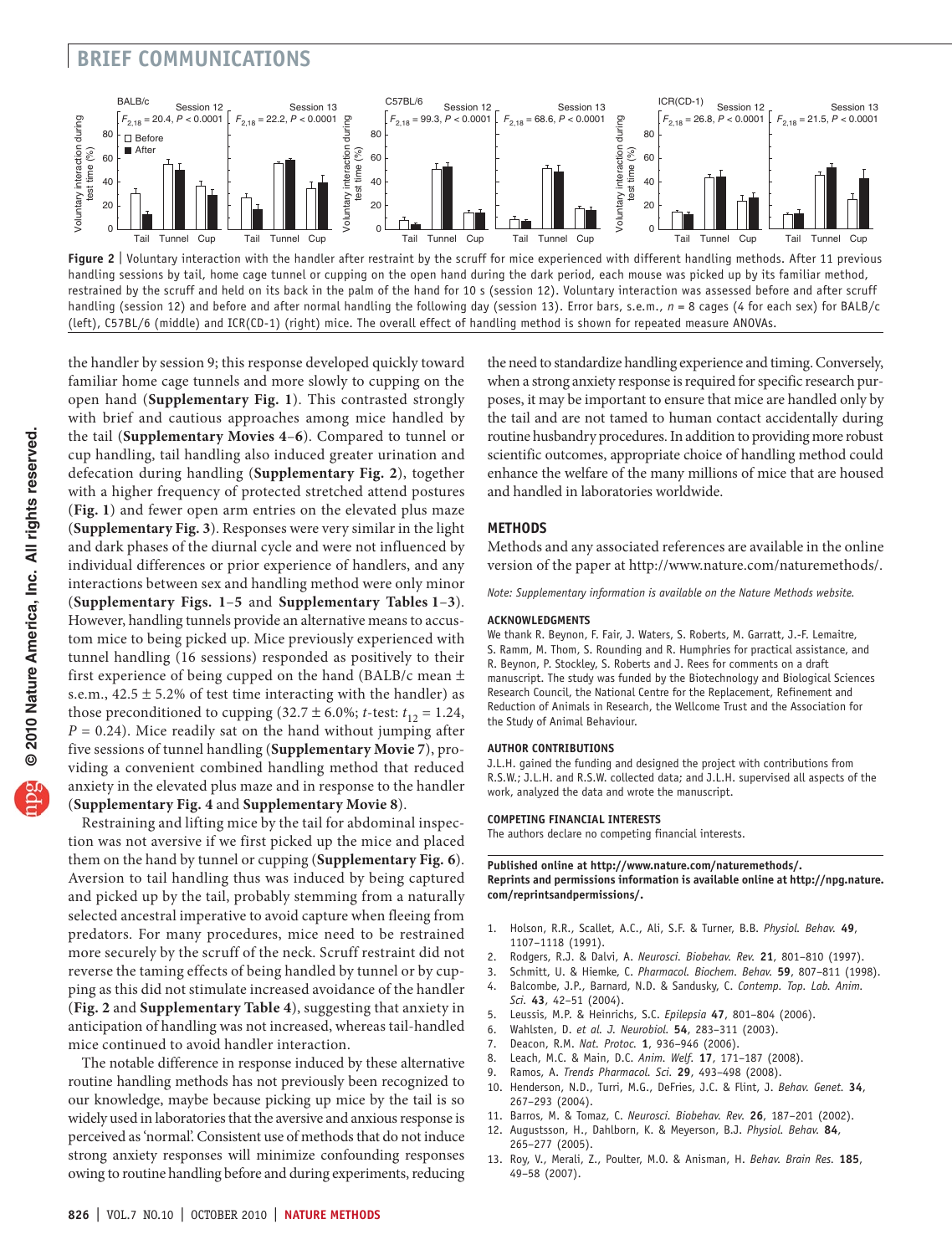BALB/c

Session 12

$F_{2,18} = 20.4$, $P < 0.0001$

Session 13

$F_{2,18} = 22.2$, $P < 0.0001$

Before

After

Voluntary interaction during test time (%)

0
20
40
60
80

Tail Tunnel Cup

Tail Tunnel Cup

C57BL/6

Session 12

$F_{2,18} = 99.3$, $P < 0.0001$

Session 13

$F_{2,18} = 68.6$, $P < 0.0001$

Voluntary interaction during test time (%)

0
20
40
60
80

Tail Tunnel Cup

Tail Tunnel Cup

ICR(CD-1)

Session 12

$F_{2,18} = 26.8$, $P < 0.0001$

Session 13

$F_{2,18} = 21.5$, $P < 0.0001$

Voluntary interaction during test time (%)

0
20
40
60
80

Tail Tunnel Cup

Tail Tunnel Cup

**Figure 2** | Voluntary interaction with the handler after restraint by the scruff for mice experienced with different handling methods. After 11 previous handling sessions by tail, home cage tunnel or cupping on the open hand during the dark period, each mouse was picked up by its familiar method, restrained by the scruff and held on its back in the palm of the hand for 10 s (session 12). Voluntary interaction was assessed before and after scruff handling (session 12) and before and after normal handling the following day (session 13). Error bars, s.e.m., $n$ = 8 cages (4 for each sex) for BALB/c (left), C57BL/6 (middle) and ICR(CD-1) (right) mice. The overall effect of handling method is shown for repeated measure ANOVAs.

the handler by session 9; this response developed quickly toward familiar home cage tunnels and more slowly to cupping on the open hand (**Supplementary Fig. 1**). This contrasted strongly with brief and cautious approaches among mice handled by the tail (**Supplementary Movies 4**–**6**). Compared to tunnel or cup handling, tail handling also induced greater urination and defecation during handling (**Supplementary Fig. 2**), together with a higher frequency of protected stretched attend postures (**Fig. 1**) and fewer open arm entries on the elevated plus maze (**Supplementary Fig. 3**). Responses were very similar in the light and dark phases of the diurnal cycle and were not influenced by individual differences or prior experience of handlers, and any interactions between sex and handling method were only minor (**Supplementary Figs. 1**–**5** and **Supplementary Tables 1**–**3**). However, handling tunnels provide an alternative means to accustom mice to being picked up. Mice previously experienced with tunnel handling (16 sessions) responded as positively to their first experience of being cupped on the hand (BALB/c mean ± s.e.m., 42.5 ± 5.2% of test time interacting with the handler) as those preconditioned to cupping (32.7 ± 6.0%; $t$-test: $t_{12} = 1.24$, $P = 0.24$). Mice readily sat on the hand without jumping after five sessions of tunnel handling (**Supplementary Movie 7**), providing a convenient combined handling method that reduced anxiety in the elevated plus maze and in response to the handler (**Supplementary Fig. 4** and **Supplementary Movie 8**).

Restraining and lifting mice by the tail for abdominal inspection was not aversive if we first picked up the mice and placed them on the hand by tunnel or cupping (**Supplementary Fig. 6**). Aversion to tail handling thus was induced by being captured and picked up by the tail, probably stemming from a naturally selected ancestral imperative to avoid capture when fleeing from predators. For many procedures, mice need to be restrained more securely by the scruff of the neck. Scruff restraint did not reverse the taming effects of being handled by tunnel or by cupping as this did not stimulate increased avoidance of the handler (**Fig. 2** and **Supplementary Table 4**), suggesting that anxiety in anticipation of handling was not increased, whereas tail-handled mice continued to avoid handler interaction.

The notable difference in response induced by these alternative routine handling methods has not previously been recognized to our knowledge, maybe because picking up mice by the tail is so widely used in laboratories that the aversive and anxious response is perceived as 'normal'. Consistent use of methods that do not induce strong anxiety responses will minimize confounding responses owing to routine handling before and during experiments, reducing the need to standardize handling experience and timing. Conversely, when a strong anxiety response is required for specific research purposes, it may be important to ensure that mice are handled only by the tail and are not tamed to human contact accidentally during routine husbandry procedures. In addition to providing more robust scientific outcomes, appropriate choice of handling method could enhance the welfare of the many millions of mice that are housed and handled in laboratories worldwide.

## METHODS

Methods and any associated references are available in the online version of the paper at http://www.nature.com/naturemethods/.

*Note: Supplementary information is available on the Nature Methods website.*

### ACKNOWLEDGMENTS

We thank R. Beynon, F. Fair, J. Waters, S. Roberts, M. Garratt, J.-F. Lemaitre, S. Ramm, M. Thom, S. Rounding and R. Humphries for practical assistance, and R. Beynon, P. Stockley, S. Roberts and J. Rees for comments on a draft manuscript. The study was funded by the Biotechnology and Biological Sciences Research Council, the National Centre for the Replacement, Refinement and Reduction of Animals in Research, the Wellcome Trust and the Association for the Study of Animal Behaviour.

### AUTHOR CONTRIBUTIONS

J.L.H. gained the funding and designed the project with contributions from R.S.W.; J.L.H. and R.S.W. collected data; and J.L.H. supervised all aspects of the work, analyzed the data and wrote the manuscript.

### COMPETING FINANCIAL INTERESTS

The authors declare no competing financial interests.

**Published online at http://www.nature.com/naturemethods/.**
**Reprints and permissions information is available online at http://npg.nature.com/reprintsandpermissions/.**

1. Holson, R.R., Scallet, A.C., Ali, S.F. & Turner, B.B. *Physiol. Behav.* **49**, 1107–1118 (1991).
2. Rodgers, R.J. & Dalvi, A. *Neurosci. Biobehav. Rev.* **21**, 801–810 (1997).
3. Schmitt, U. & Hiemke, C. *Pharmacol. Biochem. Behav.* **59**, 807–811 (1998).
4. Balcombe, J.P., Barnard, N.D. & Sandusky, C. *Contemp. Top. Lab. Anim. Sci.* **43**, 42–51 (2004).
5. Leussis, M.P. & Heinrichs, S.C. *Epilepsia* **47**, 801–804 (2006).
6. Wahlsten, D. *et al. J. Neurobiol.* **54**, 283–311 (2003).
7. Deacon, R.M. *Nat. Protoc.* **1**, 936–946 (2006).
8. Leach, M.C. & Main, D.C. *Anim. Welf.* **17**, 171–187 (2008).
9. Ramos, A. *Trends Pharmacol. Sci.* **29**, 493–498 (2008).
10. Henderson, N.D., Turri, M.G., DeFries, J.C. & Flint, J. *Behav. Genet.* **34**, 267–293 (2004).
11. Barros, M. & Tomaz, C. *Neurosci. Biobehav. Rev.* **26**, 187–201 (2002).
12. Augustsson, H., Dahlborn, K. & Meyerson, B.J. *Physiol. Behav.* **84**, 265–277 (2005).
13. Roy, V., Merali, Z., Poulter, M.O. & Anisman, H. *Behav. Brain Res.* **185**, 49–58 (2007).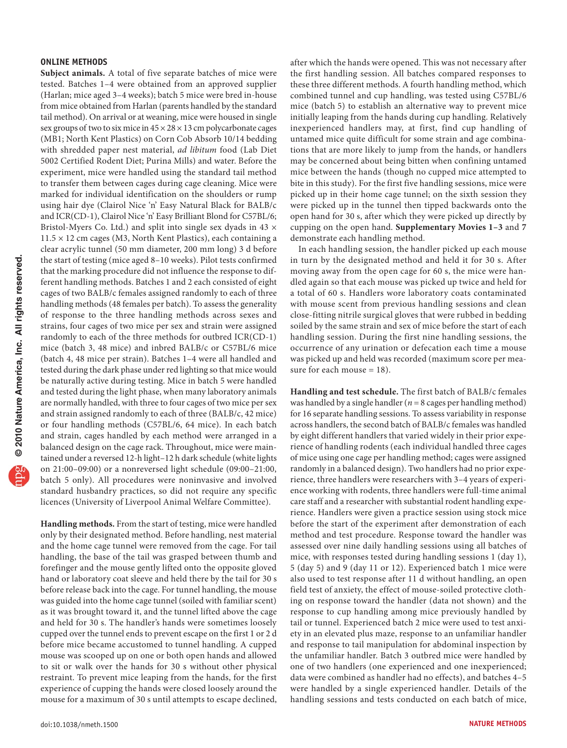## ONLINE METHODS

**Subject animals.** A total of five separate batches of mice were tested. Batches 1–4 were obtained from an approved supplier (Harlan; mice aged 3–4 weeks); batch 5 mice were bred in-house from mice obtained from Harlan (parents handled by the standard tail method). On arrival or at weaning, mice were housed in single sex groups of two to six mice in 45 × 28 × 13 cm polycarbonate cages (MB1; North Kent Plastics) on Corn Cob Absorb 10/14 bedding with shredded paper nest material, *ad libitum* food (Lab Diet 5002 Certified Rodent Diet; Purina Mills) and water. Before the experiment, mice were handled using the standard tail method to transfer them between cages during cage cleaning. Mice were marked for individual identification on the shoulders or rump using hair dye (Clairol Nice 'n' Easy Natural Black for BALB/c and ICR(CD-1), Clairol Nice 'n' Easy Brilliant Blond for C57BL/6; Bristol-Myers Co. Ltd.) and split into single sex dyads in 43 × 11.5 × 12 cm cages (M3, North Kent Plastics), each containing a clear acrylic tunnel (50 mm diameter, 200 mm long) 3 d before the start of testing (mice aged 8–10 weeks). Pilot tests confirmed that the marking procedure did not influence the response to different handling methods. Batches 1 and 2 each consisted of eight cages of two BALB/c females assigned randomly to each of three handling methods (48 females per batch). To assess the generality of response to the three handling methods across sexes and strains, four cages of two mice per sex and strain were assigned randomly to each of the three methods for outbred ICR(CD-1) mice (batch 3, 48 mice) and inbred BALB/c or C57BL/6 mice (batch 4, 48 mice per strain). Batches 1–4 were all handled and tested during the dark phase under red lighting so that mice would be naturally active during testing. Mice in batch 5 were handled and tested during the light phase, when many laboratory animals are normally handled, with three to four cages of two mice per sex and strain assigned randomly to each of three (BALB/c, 42 mice) or four handling methods (C57BL/6, 64 mice). In each batch and strain, cages handled by each method were arranged in a balanced design on the cage rack. Throughout, mice were maintained under a reversed 12-h light–12 h dark schedule (white lights on 21:00–09:00) or a nonreversed light schedule (09:00–21:00, batch 5 only). All procedures were noninvasive and involved standard husbandry practices, so did not require any specific licences (University of Liverpool Animal Welfare Committee).

**Handling methods.** From the start of testing, mice were handled only by their designated method. Before handling, nest material and the home cage tunnel were removed from the cage. For tail handling, the base of the tail was grasped between thumb and forefinger and the mouse gently lifted onto the opposite gloved hand or laboratory coat sleeve and held there by the tail for 30 s before release back into the cage. For tunnel handling, the mouse was guided into the home cage tunnel (soiled with familiar scent) as it was brought toward it, and the tunnel lifted above the cage and held for 30 s. The handler's hands were sometimes loosely cupped over the tunnel ends to prevent escape on the first 1 or 2 d before mice became accustomed to tunnel handling. A cupped mouse was scooped up on one or both open hands and allowed to sit or walk over the hands for 30 s without other physical restraint. To prevent mice leaping from the hands, for the first experience of cupping the hands were closed loosely around the mouse for a maximum of 30 s until attempts to escape declined, after which the hands were opened. This was not necessary after the first handling session. All batches compared responses to these three different methods. A fourth handling method, which combined tunnel and cup handling, was tested using C57BL/6 mice (batch 5) to establish an alternative way to prevent mice initially leaping from the hands during cup handling. Relatively inexperienced handlers may, at first, find cup handling of untamed mice quite difficult for some strain and age combinations that are more likely to jump from the hands, or handlers may be concerned about being bitten when confining untamed mice between the hands (though no cupped mice attempted to bite in this study). For the first five handling sessions, mice were picked up in their home cage tunnel; on the sixth session they were picked up in the tunnel then tipped backwards onto the open hand for 30 s, after which they were picked up directly by cupping on the open hand. **Supplementary Movies 1–3** and **7** demonstrate each handling method.

In each handling session, the handler picked up each mouse in turn by the designated method and held it for 30 s. After moving away from the open cage for 60 s, the mice were handled again so that each mouse was picked up twice and held for a total of 60 s. Handlers wore laboratory coats contaminated with mouse scent from previous handling sessions and clean close-fitting nitrile surgical gloves that were rubbed in bedding soiled by the same strain and sex of mice before the start of each handling session. During the first nine handling sessions, the occurrence of any urination or defecation each time a mouse was picked up and held was recorded (maximum score per measure for each mouse = 18).

**Handling and test schedule.** The first batch of BALB/c females was handled by a single handler ($n = 8$ cages per handling method) for 16 separate handling sessions. To assess variability in response across handlers, the second batch of BALB/c females was handled by eight different handlers that varied widely in their prior experience of handling rodents (each individual handled three cages of mice using one cage per handling method; cages were assigned randomly in a balanced design). Two handlers had no prior experience, three handlers were researchers with 3–4 years of experience working with rodents, three handlers were full-time animal care staff and a researcher with substantial rodent handling experience. Handlers were given a practice session using stock mice before the start of the experiment after demonstration of each method and test procedure. Response toward the handler was assessed over nine daily handling sessions using all batches of mice, with responses tested during handling sessions 1 (day 1), 5 (day 5) and 9 (day 11 or 12). Experienced batch 1 mice were also used to test response after 11 d without handling, an open field test of anxiety, the effect of mouse-soiled protective clothing on response toward the handler (data not shown) and the response to cup handling among mice previously handled by tail or tunnel. Experienced batch 2 mice were used to test anxiety in an elevated plus maze, response to an unfamiliar handler and response to tail manipulation for abdominal inspection by the unfamiliar handler. Batch 3 outbred mice were handled by one of two handlers (one experienced and one inexperienced; data were combined as handler had no effects), and batches 4–5 were handled by a single experienced handler. Details of the handling sessions and tests conducted on each batch of mice,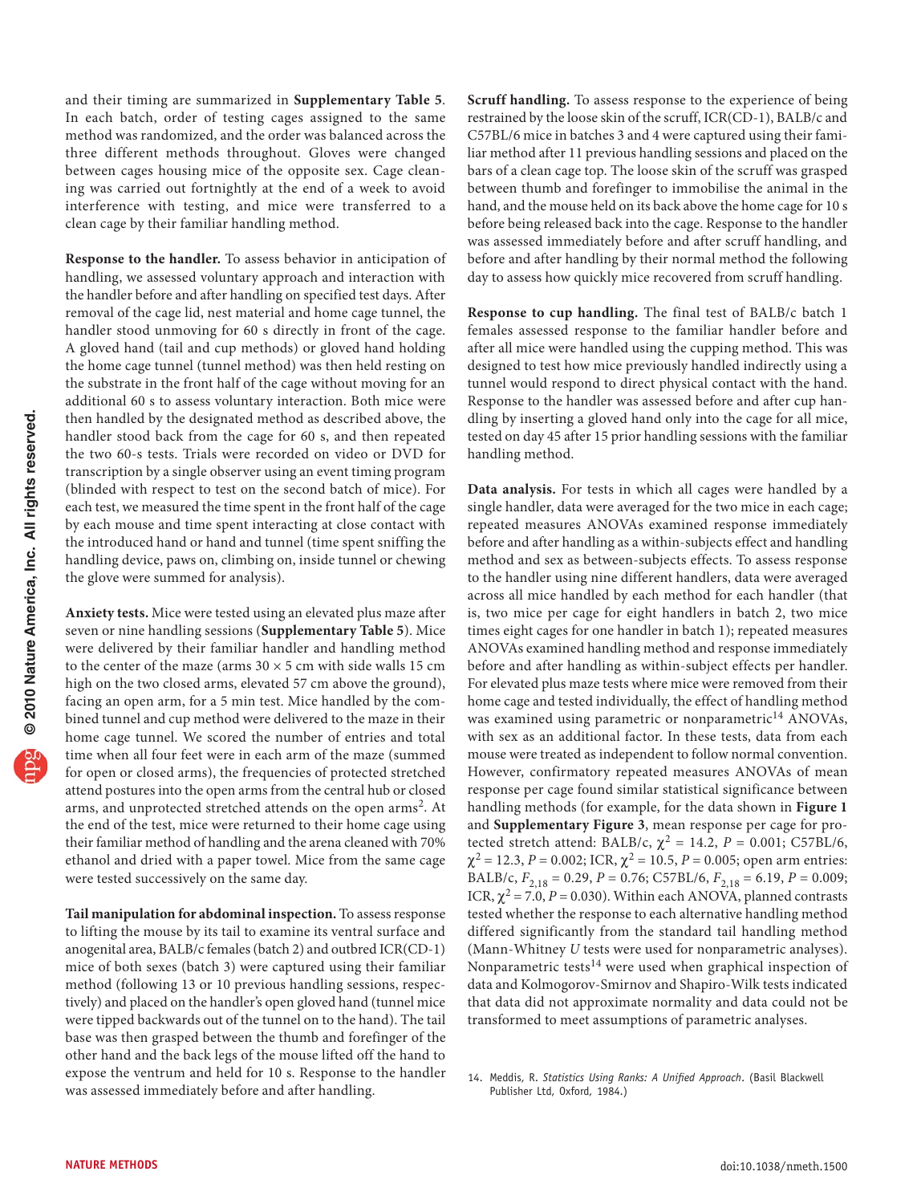and their timing are summarized in **Supplementary Table 5**. In each batch, order of testing cages assigned to the same method was randomized, and the order was balanced across the three different methods throughout. Gloves were changed between cages housing mice of the opposite sex. Cage cleaning was carried out fortnightly at the end of a week to avoid interference with testing, and mice were transferred to a clean cage by their familiar handling method.

**Response to the handler.** To assess behavior in anticipation of handling, we assessed voluntary approach and interaction with the handler before and after handling on specified test days. After removal of the cage lid, nest material and home cage tunnel, the handler stood unmoving for 60 s directly in front of the cage. A gloved hand (tail and cup methods) or gloved hand holding the home cage tunnel (tunnel method) was then held resting on the substrate in the front half of the cage without moving for an additional 60 s to assess voluntary interaction. Both mice were then handled by the designated method as described above, the handler stood back from the cage for 60 s, and then repeated the two 60-s tests. Trials were recorded on video or DVD for transcription by a single observer using an event timing program (blinded with respect to test on the second batch of mice). For each test, we measured the time spent in the front half of the cage by each mouse and time spent interacting at close contact with the introduced hand or hand and tunnel (time spent sniffing the handling device, paws on, climbing on, inside tunnel or chewing the glove were summed for analysis).

**Anxiety tests.** Mice were tested using an elevated plus maze after seven or nine handling sessions (**Supplementary Table 5**). Mice were delivered by their familiar handler and handling method to the center of the maze (arms 30 × 5 cm with side walls 15 cm high on the two closed arms, elevated 57 cm above the ground), facing an open arm, for a 5 min test. Mice handled by the combined tunnel and cup method were delivered to the maze in their home cage tunnel. We scored the number of entries and total time when all four feet were in each arm of the maze (summed for open or closed arms), the frequencies of protected stretched attend postures into the open arms from the central hub or closed arms, and unprotected stretched attends on the open arms[2]. At the end of the test, mice were returned to their home cage using their familiar method of handling and the arena cleaned with 70% ethanol and dried with a paper towel. Mice from the same cage were tested successively on the same day.

**Tail manipulation for abdominal inspection.** To assess response to lifting the mouse by its tail to examine its ventral surface and anogenital area, BALB/c females (batch 2) and outbred ICR(CD-1) mice of both sexes (batch 3) were captured using their familiar method (following 13 or 10 previous handling sessions, respectively) and placed on the handler's open gloved hand (tunnel mice were tipped backwards out of the tunnel on to the hand). The tail base was then grasped between the thumb and forefinger of the other hand and the back legs of the mouse lifted off the hand to expose the ventrum and held for 10 s. Response to the handler was assessed immediately before and after handling.

**Scruff handling.** To assess response to the experience of being restrained by the loose skin of the scruff, ICR(CD-1), BALB/c and C57BL/6 mice in batches 3 and 4 were captured using their familiar method after 11 previous handling sessions and placed on the bars of a clean cage top. The loose skin of the scruff was grasped between thumb and forefinger to immobilise the animal in the hand, and the mouse held on its back above the home cage for 10 s before being released back into the cage. Response to the handler was assessed immediately before and after scruff handling, and before and after handling by their normal method the following day to assess how quickly mice recovered from scruff handling.

**Response to cup handling.** The final test of BALB/c batch 1 females assessed response to the familiar handler before and after all mice were handled using the cupping method. This was designed to test how mice previously handled indirectly using a tunnel would respond to direct physical contact with the hand. Response to the handler was assessed before and after cup handling by inserting a gloved hand only into the cage for all mice, tested on day 45 after 15 prior handling sessions with the familiar handling method.

**Data analysis.** For tests in which all cages were handled by a single handler, data were averaged for the two mice in each cage; repeated measures ANOVAs examined response immediately before and after handling as a within-subjects effect and handling method and sex as between-subjects effects. To assess response to the handler using nine different handlers, data were averaged across all mice handled by each method for each handler (that is, two mice per cage for eight handlers in batch 2, two mice times eight cages for one handler in batch 1); repeated measures ANOVAs examined handling method and response immediately before and after handling as within-subject effects per handler. For elevated plus maze tests where mice were removed from their home cage and tested individually, the effect of handling method was examined using parametric or nonparametric[14] ANOVAs, with sex as an additional factor. In these tests, data from each mouse were treated as independent to follow normal convention. However, confirmatory repeated measures ANOVAs of mean response per cage found similar statistical significance between handling methods (for example, for the data shown in **Figure 1** and **Supplementary Figure 3**, mean response per cage for protected stretch attend: BALB/c, $\chi^2 = 14.2$, $P = 0.001$; C57BL/6, $\chi^2 = 12.3$, $P = 0.002$; ICR, $\chi^2 = 10.5$, $P = 0.005$; open arm entries: BALB/c, $F_{2,18} = 0.29$, $P = 0.76$; C57BL/6, $F_{2,18} = 6.19$, $P = 0.009$; ICR, $\chi^2 = 7.0$, $P = 0.030$). Within each ANOVA, planned contrasts tested whether the response to each alternative handling method differed significantly from the standard tail handling method (Mann-Whitney $U$ tests were used for nonparametric analyses). Nonparametric tests[14] were used when graphical inspection of data and Kolmogorov-Smirnov and Shapiro-Wilk tests indicated that data did not approximate normality and data could not be transformed to meet assumptions of parametric analyses.

14. Meddis, R. *Statistics Using Ranks: A Unified Approach*. (Basil Blackwell Publisher Ltd, Oxford, 1984.)